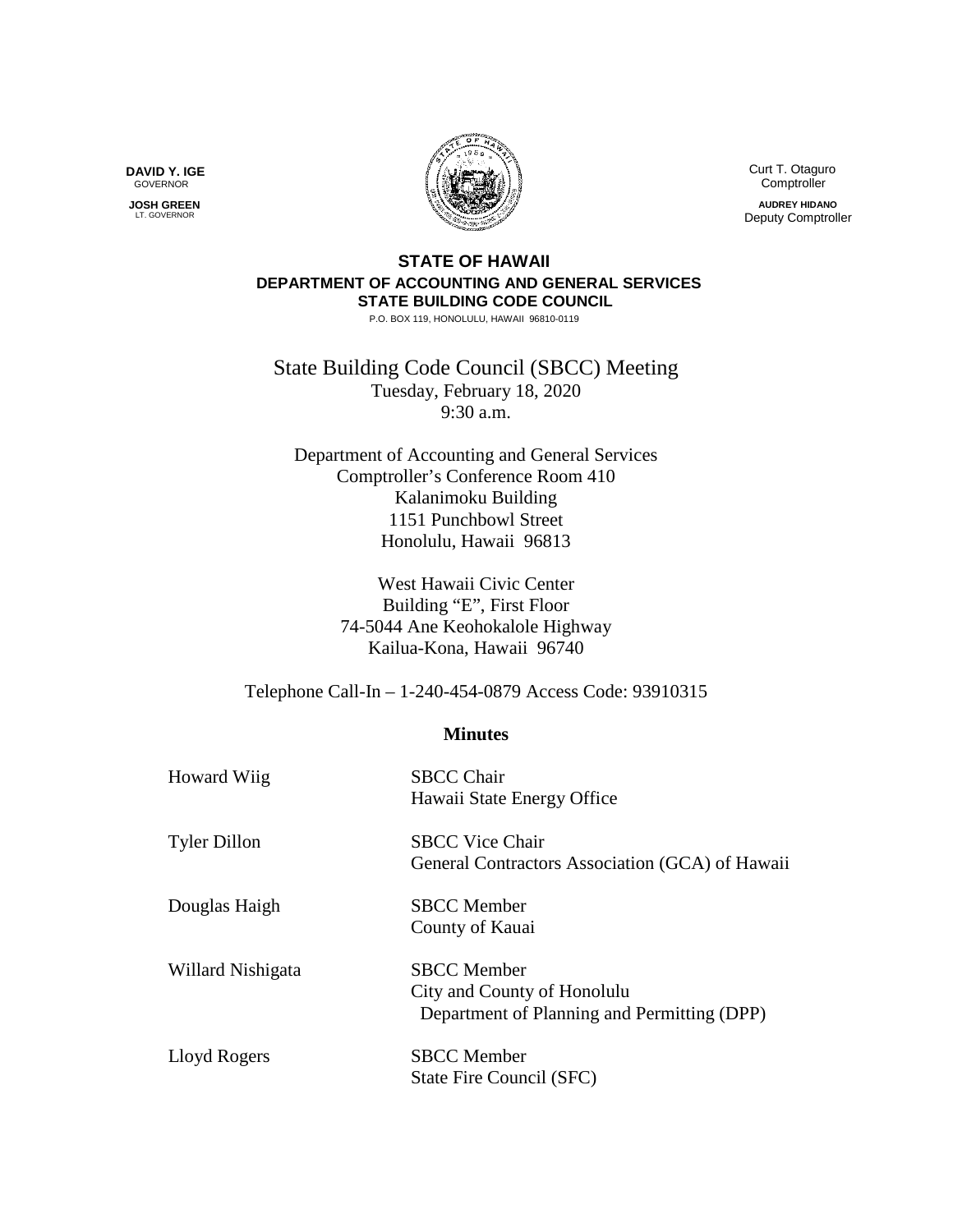**DAVID Y. IGE**
GOVERNOR

**JOSH GREEN**
LT. GOVERNOR

Curt T. Otaguro
Comptroller

**AUDREY HIDANO**
Deputy Comptroller

**STATE OF HAWAII**
**DEPARTMENT OF ACCOUNTING AND GENERAL SERVICES**
**STATE BUILDING CODE COUNCIL**
P.O. BOX 119, HONOLULU, HAWAII 96810-0119

State Building Code Council (SBCC) Meeting
Tuesday, February 18, 2020
9:30 a.m.

Department of Accounting and General Services
Comptroller's Conference Room 410
Kalanimoku Building
1151 Punchbowl Street
Honolulu, Hawaii 96813

West Hawaii Civic Center
Building "E", First Floor
74-5044 Ane Keohokalole Highway
Kailua-Kona, Hawaii 96740

Telephone Call-In – 1-240-454-0879 Access Code: 93910315

## Minutes

| | |
|---|---|
| Howard Wiig | SBCC Chair<br>Hawaii State Energy Office |
| Tyler Dillon | SBCC Vice Chair<br>General Contractors Association (GCA) of Hawaii |
| Douglas Haigh | SBCC Member<br>County of Kauai |
| Willard Nishigata | SBCC Member<br>City and County of Honolulu<br>Department of Planning and Permitting (DPP) |
| Lloyd Rogers | SBCC Member<br>State Fire Council (SFC) |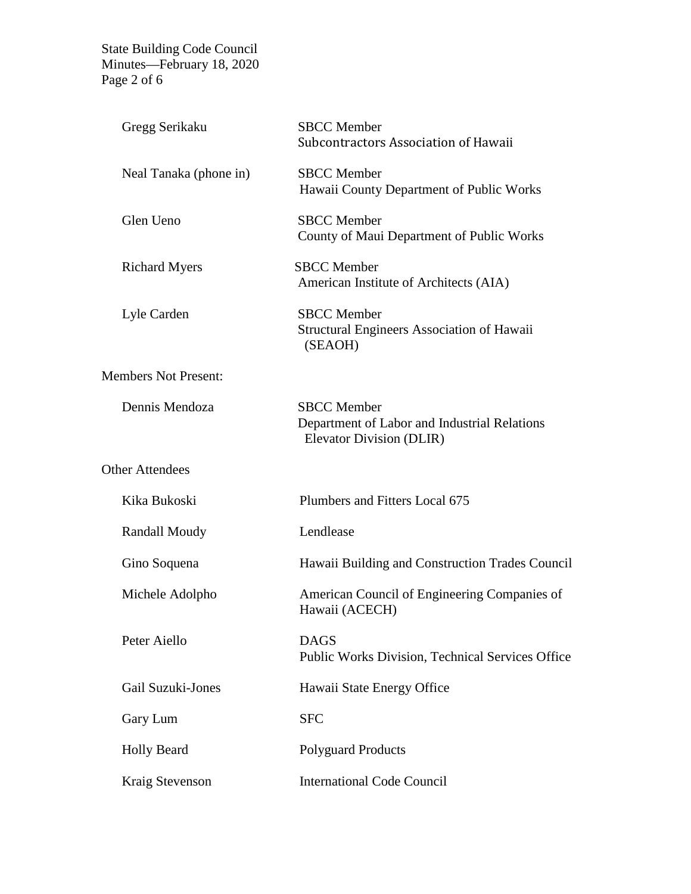| | |
|---|---|
| Gregg Serikaku | SBCC Member<br>Subcontractors Association of Hawaii |
| Neal Tanaka (phone in) | SBCC Member<br>Hawaii County Department of Public Works |
| Glen Ueno | SBCC Member<br>County of Maui Department of Public Works |
| Richard Myers | SBCC Member<br>American Institute of Architects (AIA) |
| Lyle Carden | SBCC Member<br>Structural Engineers Association of Hawaii (SEAOH) |

Members Not Present:

| | |
|---|---|
| Dennis Mendoza | SBCC Member<br>Department of Labor and Industrial Relations Elevator Division (DLIR) |

Other Attendees

| | |
|---|---|
| Kika Bukoski | Plumbers and Fitters Local 675 |
| Randall Moudy | Lendlease |
| Gino Soquena | Hawaii Building and Construction Trades Council |
| Michele Adolpho | American Council of Engineering Companies of Hawaii (ACECH) |
| Peter Aiello | DAGS<br>Public Works Division, Technical Services Office |
| Gail Suzuki-Jones | Hawaii State Energy Office |
| Gary Lum | SFC |
| Holly Beard | Polyguard Products |
| Kraig Stevenson | International Code Council |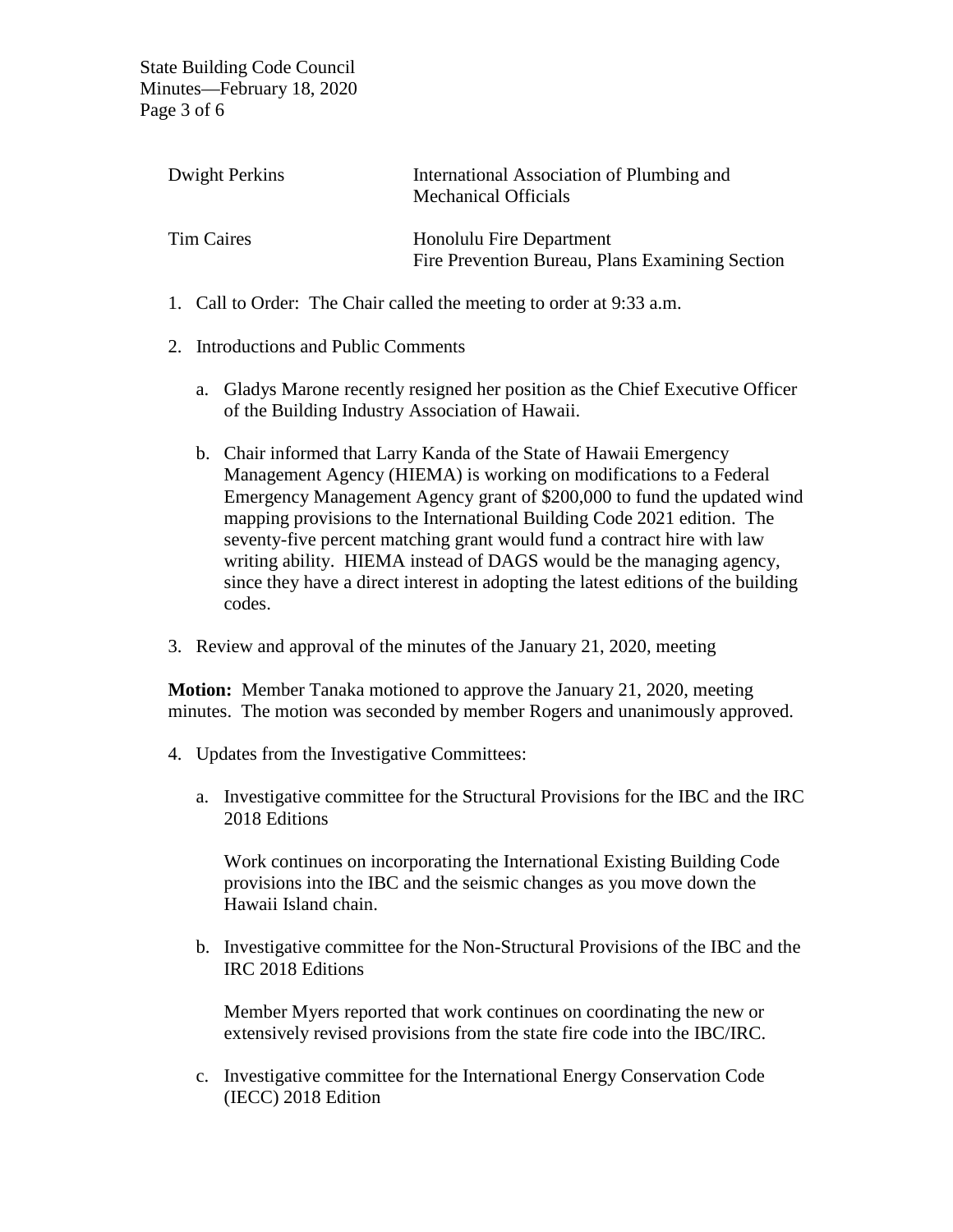| | |
|---|---|
| Dwight Perkins | International Association of Plumbing and Mechanical Officials |
| Tim Caires | Honolulu Fire Department<br>Fire Prevention Bureau, Plans Examining Section |

1. Call to Order: The Chair called the meeting to order at 9:33 a.m.

2. Introductions and Public Comments

   a. Gladys Marone recently resigned her position as the Chief Executive Officer of the Building Industry Association of Hawaii.

   b. Chair informed that Larry Kanda of the State of Hawaii Emergency Management Agency (HIEMA) is working on modifications to a Federal Emergency Management Agency grant of $200,000 to fund the updated wind mapping provisions to the International Building Code 2021 edition. The seventy-five percent matching grant would fund a contract hire with law writing ability. HIEMA instead of DAGS would be the managing agency, since they have a direct interest in adopting the latest editions of the building codes.

3. Review and approval of the minutes of the January 21, 2020, meeting

**Motion:** Member Tanaka motioned to approve the January 21, 2020, meeting minutes. The motion was seconded by member Rogers and unanimously approved.

4. Updates from the Investigative Committees:

   a. Investigative committee for the Structural Provisions for the IBC and the IRC 2018 Editions

      Work continues on incorporating the International Existing Building Code provisions into the IBC and the seismic changes as you move down the Hawaii Island chain.

   b. Investigative committee for the Non-Structural Provisions of the IBC and the IRC 2018 Editions

      Member Myers reported that work continues on coordinating the new or extensively revised provisions from the state fire code into the IBC/IRC.

   c. Investigative committee for the International Energy Conservation Code (IECC) 2018 Edition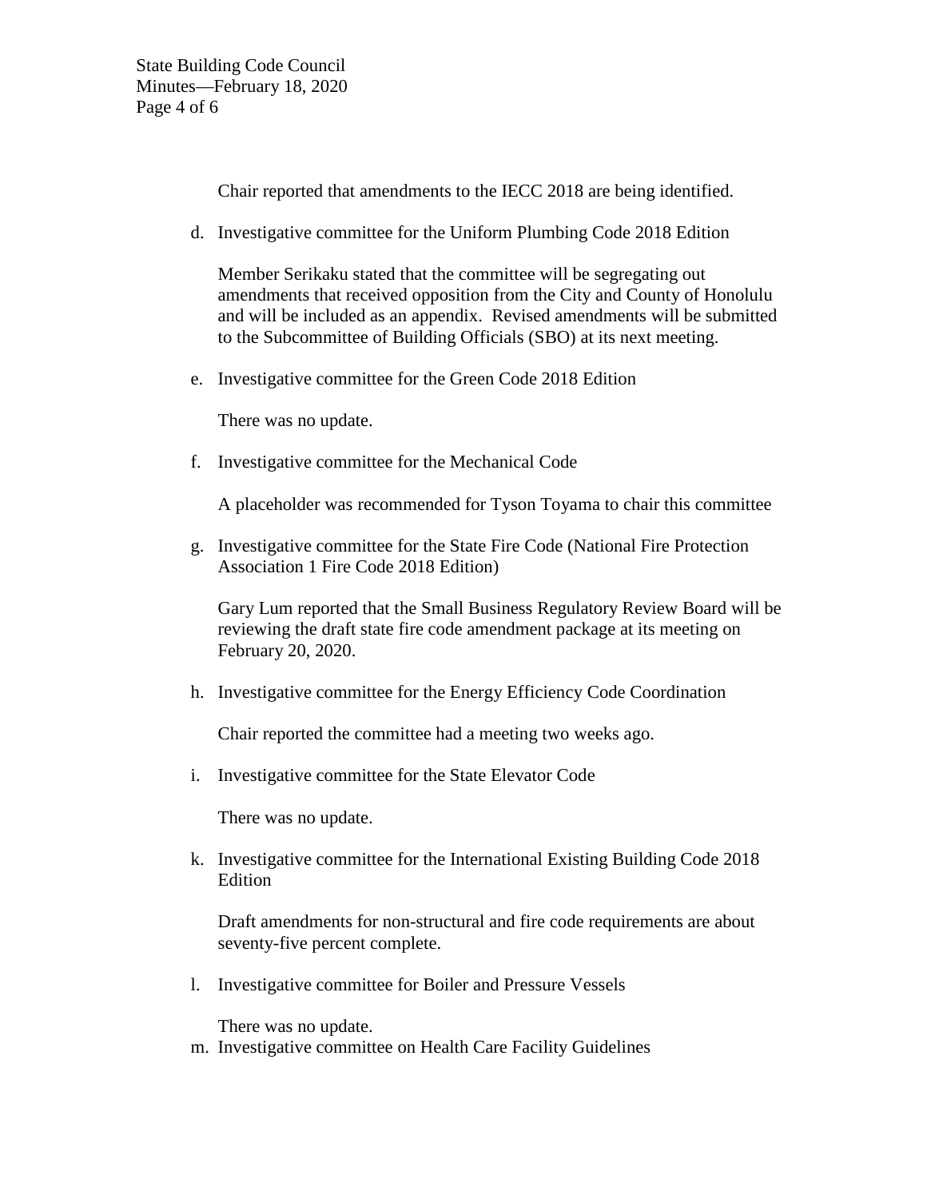Chair reported that amendments to the IECC 2018 are being identified.

d. Investigative committee for the Uniform Plumbing Code 2018 Edition

   Member Serikaku stated that the committee will be segregating out amendments that received opposition from the City and County of Honolulu and will be included as an appendix. Revised amendments will be submitted to the Subcommittee of Building Officials (SBO) at its next meeting.

e. Investigative committee for the Green Code 2018 Edition

   There was no update.

f. Investigative committee for the Mechanical Code

   A placeholder was recommended for Tyson Toyama to chair this committee

g. Investigative committee for the State Fire Code (National Fire Protection Association 1 Fire Code 2018 Edition)

   Gary Lum reported that the Small Business Regulatory Review Board will be reviewing the draft state fire code amendment package at its meeting on February 20, 2020.

h. Investigative committee for the Energy Efficiency Code Coordination

   Chair reported the committee had a meeting two weeks ago.

i. Investigative committee for the State Elevator Code

   There was no update.

k. Investigative committee for the International Existing Building Code 2018 Edition

   Draft amendments for non-structural and fire code requirements are about seventy-five percent complete.

l. Investigative committee for Boiler and Pressure Vessels

   There was no update.

m. Investigative committee on Health Care Facility Guidelines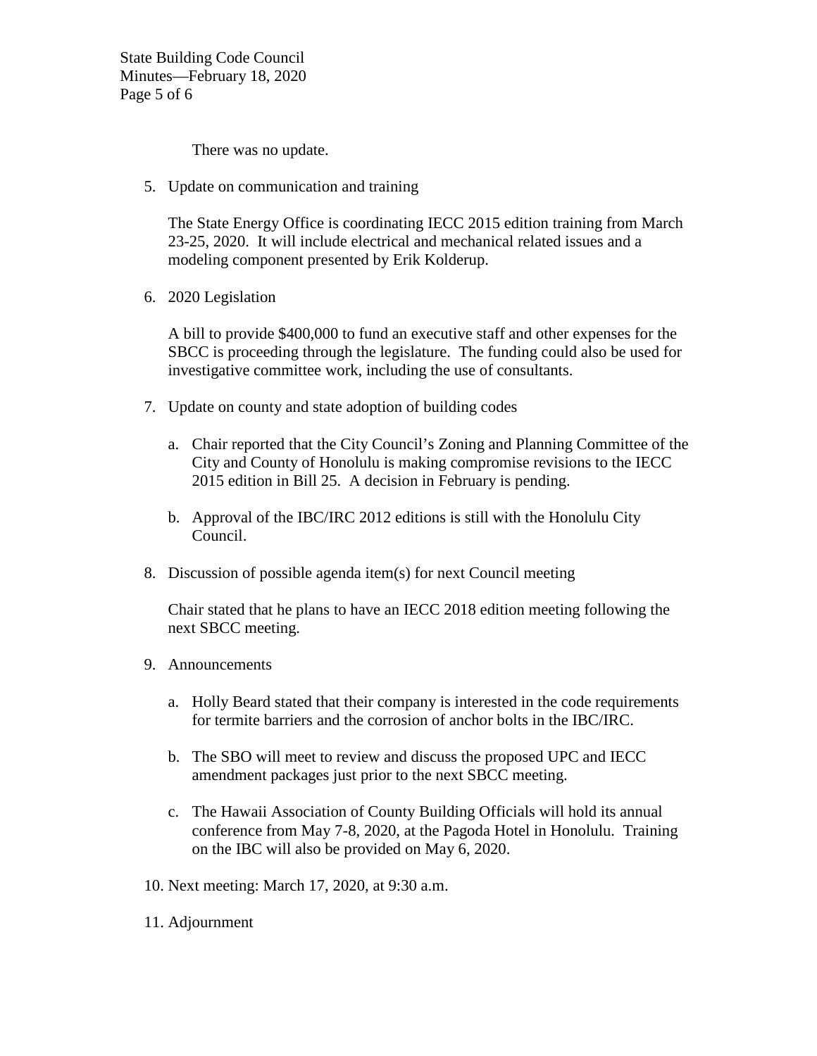There was no update.

5. Update on communication and training

   The State Energy Office is coordinating IECC 2015 edition training from March 23-25, 2020. It will include electrical and mechanical related issues and a modeling component presented by Erik Kolderup.

6. 2020 Legislation

   A bill to provide $400,000 to fund an executive staff and other expenses for the SBCC is proceeding through the legislature. The funding could also be used for investigative committee work, including the use of consultants.

7. Update on county and state adoption of building codes

   a. Chair reported that the City Council's Zoning and Planning Committee of the City and County of Honolulu is making compromise revisions to the IECC 2015 edition in Bill 25. A decision in February is pending.

   b. Approval of the IBC/IRC 2012 editions is still with the Honolulu City Council.

8. Discussion of possible agenda item(s) for next Council meeting

   Chair stated that he plans to have an IECC 2018 edition meeting following the next SBCC meeting.

9. Announcements

   a. Holly Beard stated that their company is interested in the code requirements for termite barriers and the corrosion of anchor bolts in the IBC/IRC.

   b. The SBO will meet to review and discuss the proposed UPC and IECC amendment packages just prior to the next SBCC meeting.

   c. The Hawaii Association of County Building Officials will hold its annual conference from May 7-8, 2020, at the Pagoda Hotel in Honolulu. Training on the IBC will also be provided on May 6, 2020.

10. Next meeting: March 17, 2020, at 9:30 a.m.

11. Adjournment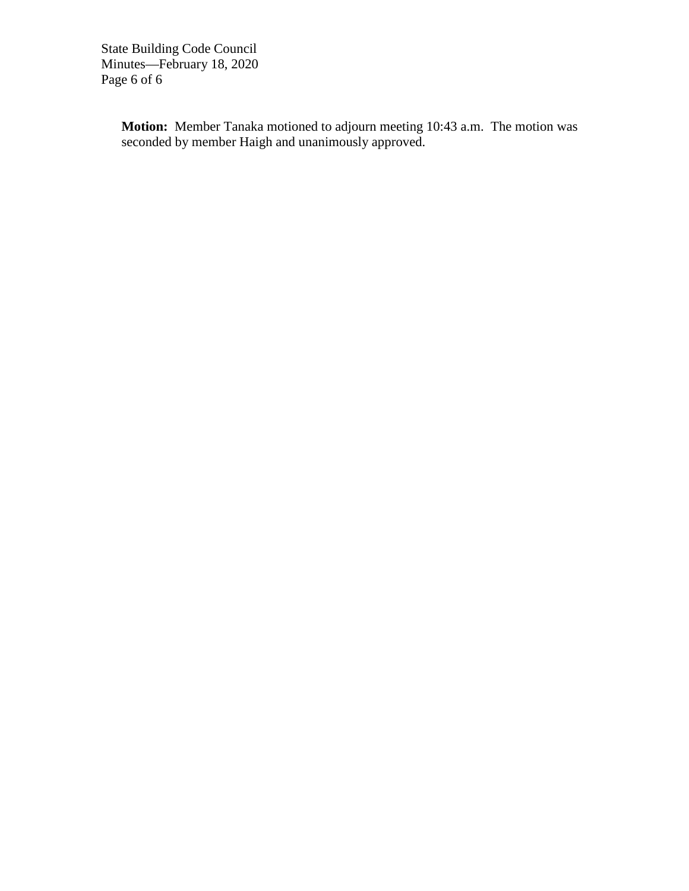**Motion:** Member Tanaka motioned to adjourn meeting 10:43 a.m. The motion was seconded by member Haigh and unanimously approved.